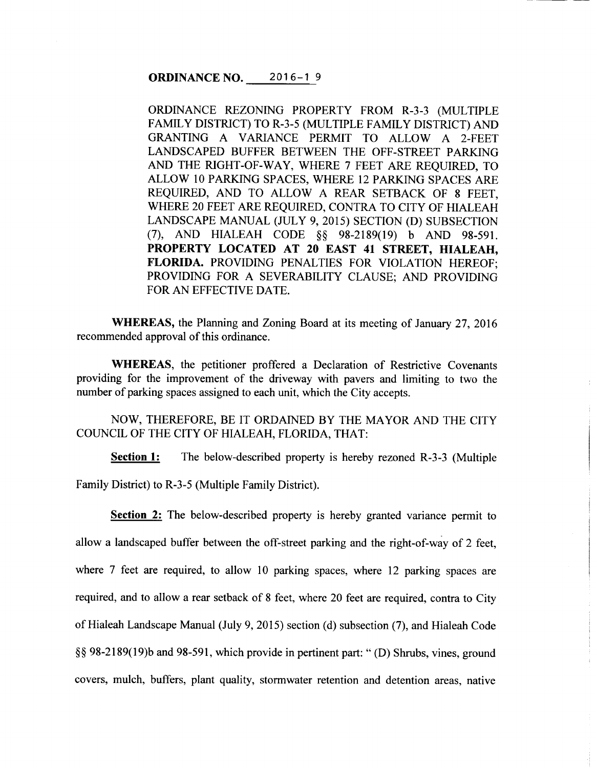**ORDINANCE NO. 2016-19**

ORDINANCE REZONING PROPERTY FROM R-3-3 (MULTIPLE FAMILY DISTRICT) TO R-3-5 (MULTIPLE FAMILY DISTRICT) AND GRANTING A VARIANCE PERMIT TO ALLOW A 2-FEET LANDSCAPED BUFFER BETWEEN THE OFF-STREET PARKING AND THE RIGHT-OF-WAY, WHERE 7 FEET ARE REQUIRED, TO ALLOW 10 PARKING SPACES, WHERE 12 PARKING SPACES ARE REQUIRED, AND TO ALLOW A REAR SETBACK OF 8 FEET, WHERE 20 FEET ARE REQUIRED, CONTRA TO CITY OF HIALEAH LANDSCAPE MANUAL (JULY 9, 2015) SECTION (D) SUBSECTION (7), AND HIALEAH CODE §§ 98-2189(19) b AND 98-591. **PROPERTY LOCATED AT 20 EAST 41 STREET, HIALEAH, FLORIDA.** PROVIDING PENALTIES FOR VIOLATION HEREOF; PROVIDING FOR A SEVERABILITY CLAUSE; AND PROVIDING FOR AN EFFECTIVE DATE.

**WHEREAS,** the Planning and Zoning Board at its meeting of January 27, 2016 recommended approval of this ordinance.

**WHEREAS**, the petitioner proffered a Declaration of Restrictive Covenants providing for the improvement of the driveway with pavers and limiting to two the number of parking spaces assigned to each unit, which the City accepts.

NOW, THEREFORE, BE IT ORDAINED BY THE MAYOR AND THE CITY COUNCIL OF THE CITY OF HIALEAH, FLORIDA, THAT:

**Section 1:** The below-described property is hereby rezoned R-3-3 (Multiple Family District) to R-3-5 (Multiple Family District).

**Section 2:** The below-described property is hereby granted variance permit to allow a landscaped buffer between the off-street parking and the right-of-way of 2 feet, where 7 feet are required, to allow 10 parking spaces, where 12 parking spaces are required, and to allow a rear setback of 8 feet, where 20 feet are required, contra to City of Hialeah Landscape Manual (July 9, 2015) section (d) subsection (7), and Hialeah Code §§ 98-2189(19)b and 98-591, which provide in pertinent part: " (D) Shrubs, vines, ground covers, mulch, buffers, plant quality, stormwater retention and detention areas, native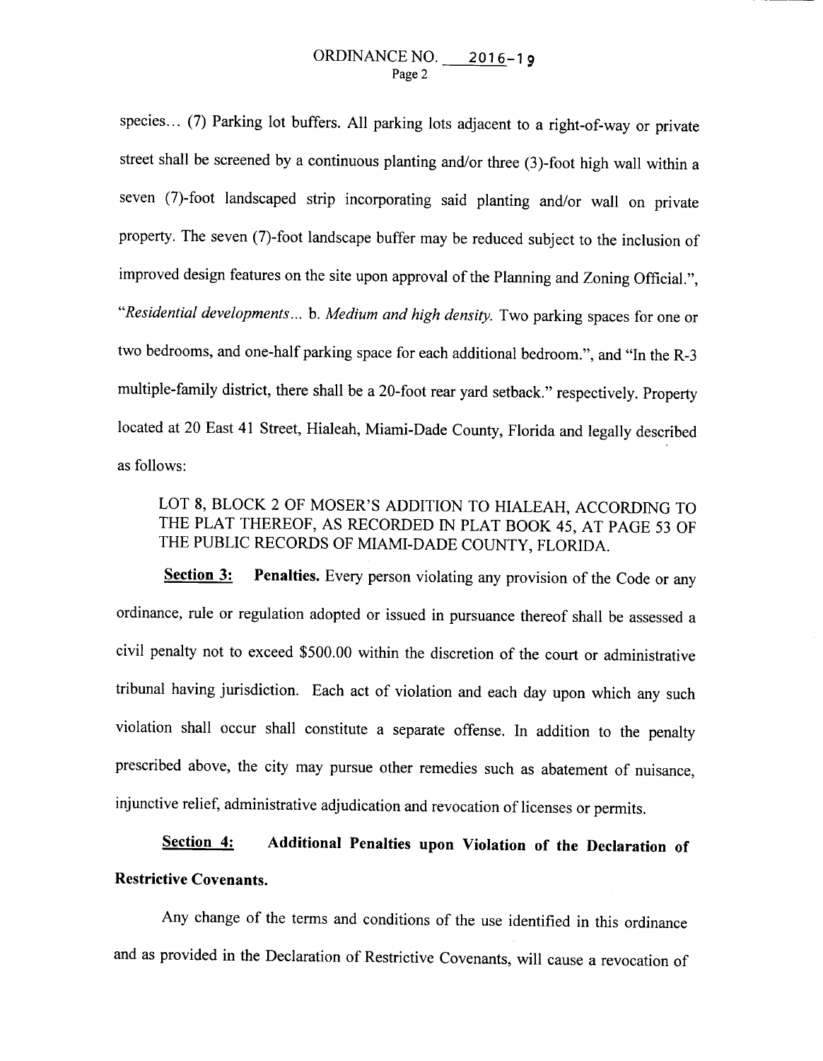species… (7) Parking lot buffers. All parking lots adjacent to a right-of-way or private street shall be screened by a continuous planting and/or three (3)-foot high wall within a seven (7)-foot landscaped strip incorporating said planting and/or wall on private property. The seven (7)-foot landscape buffer may be reduced subject to the inclusion of improved design features on the site upon approval of the Planning and Zoning Official.", "*Residential developments… b. Medium and high density.* Two parking spaces for one or two bedrooms, and one-half parking space for each additional bedroom.", and "In the R-3 multiple-family district, there shall be a 20-foot rear yard setback." respectively. Property located at 20 East 41 Street, Hialeah, Miami-Dade County, Florida and legally described as follows:

> LOT 8, BLOCK 2 OF MOSER'S ADDITION TO HIALEAH, ACCORDING TO THE PLAT THEREOF, AS RECORDED IN PLAT BOOK 45, AT PAGE 53 OF THE PUBLIC RECORDS OF MIAMI-DADE COUNTY, FLORIDA.

**Section 3: Penalties.** Every person violating any provision of the Code or any ordinance, rule or regulation adopted or issued in pursuance thereof shall be assessed a civil penalty not to exceed $500.00 within the discretion of the court or administrative tribunal having jurisdiction. Each act of violation and each day upon which any such violation shall occur shall constitute a separate offense. In addition to the penalty prescribed above, the city may pursue other remedies such as abatement of nuisance, injunctive relief, administrative adjudication and revocation of licenses or permits.

**Section 4: Additional Penalties upon Violation of the Declaration of Restrictive Covenants.**

Any change of the terms and conditions of the use identified in this ordinance and as provided in the Declaration of Restrictive Covenants, will cause a revocation of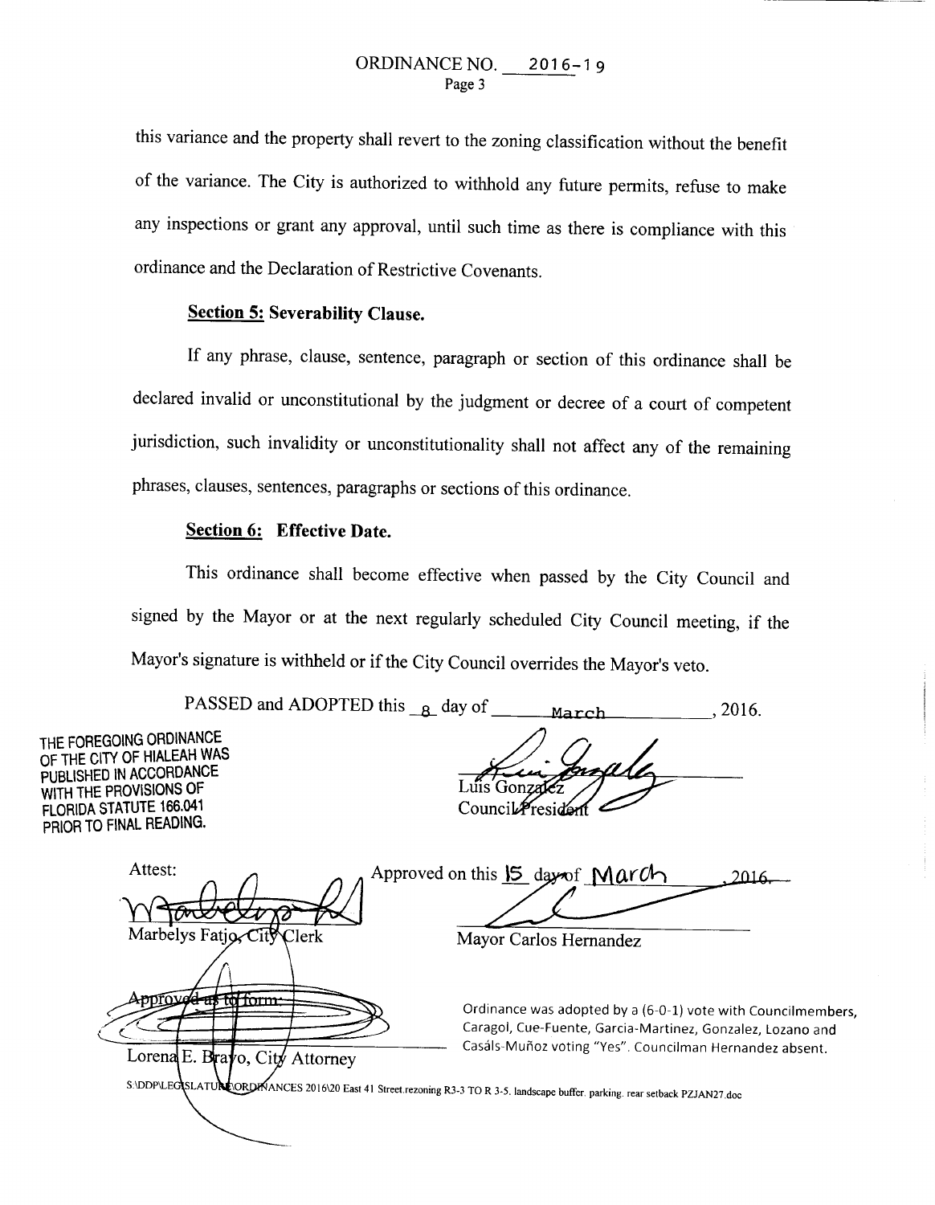ORDINANCE NO. 2016-19

this variance and the property shall revert to the zoning classification without the benefit of the variance. The City is authorized to withhold any future permits, refuse to make any inspections or grant any approval, until such time as there is compliance with this ordinance and the Declaration of Restrictive Covenants.

**Section 5: Severability Clause.**

If any phrase, clause, sentence, paragraph or section of this ordinance shall be declared invalid or unconstitutional by the judgment or decree of a court of competent jurisdiction, such invalidity or unconstitutionality shall not affect any of the remaining phrases, clauses, sentences, paragraphs or sections of this ordinance.

**Section 6: Effective Date.**

This ordinance shall become effective when passed by the City Council and signed by the Mayor or at the next regularly scheduled City Council meeting, if the Mayor's signature is withheld or if the City Council overrides the Mayor's veto.

PASSED and ADOPTED this 8 day of March, 2016.

THE FOREGOING ORDINANCE OF THE CITY OF HIALEAH WAS PUBLISHED IN ACCORDANCE WITH THE PROVISIONS OF FLORIDA STATUTE 166.041 PRIOR TO FINAL READING.

Luis Gonzalez
Council President

Attest:

Marbelys Fatjo, City Clerk

Approved on this 15 day of March, 2016.

Mayor Carlos Hernandez

Approved as to form:

Lorena E. Bravo, City Attorney

Ordinance was adopted by a (6-0-1) vote with Councilmembers, Caragol, Cue-Fuente, Garcia-Martinez, Gonzalez, Lozano and Casáls-Muñoz voting "Yes". Councilman Hernandez absent.

S:\DDP\LEGISLATURE\ORDINANCES 2016\20 East 41 Street.rezoning R3-3 TO R 3-5. landscape buffer. parking. rear setback PZJAN27.doc